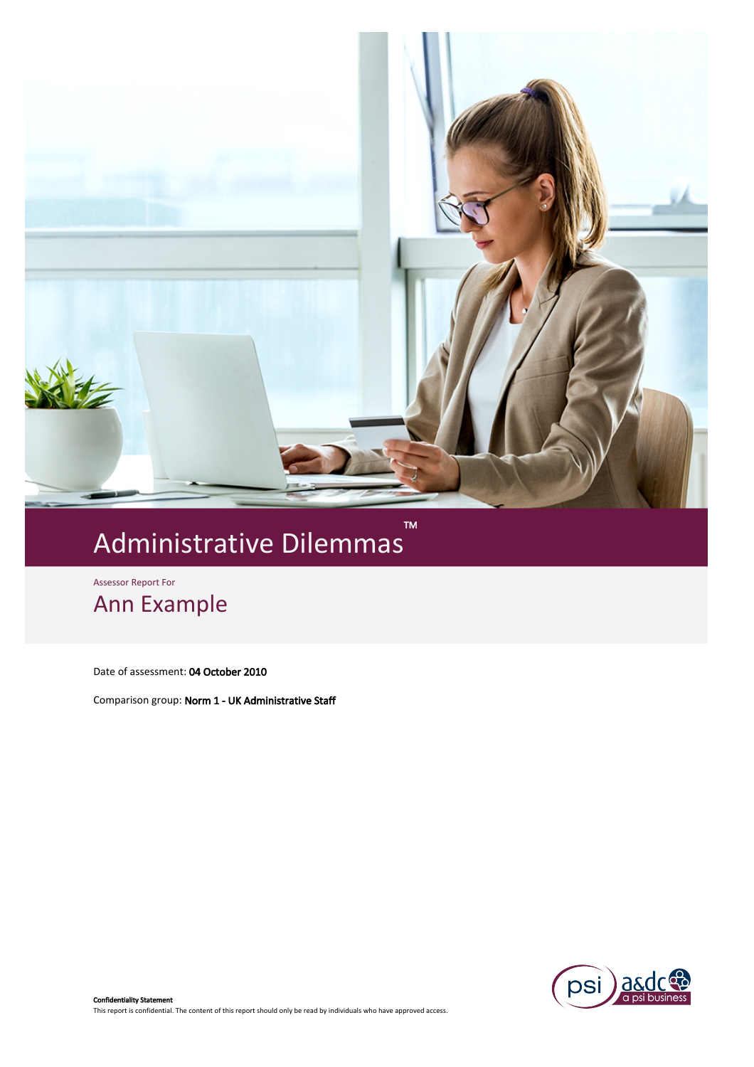# Administrative Dilemmas™

Assessor Report For

## Ann Example

Date of assessment: **04 October 2010**

Comparison group: **Norm 1 - UK Administrative Staff**

**Confidentiality Statement**

This report is confidential. The content of this report should only be read by individuals who have approved access.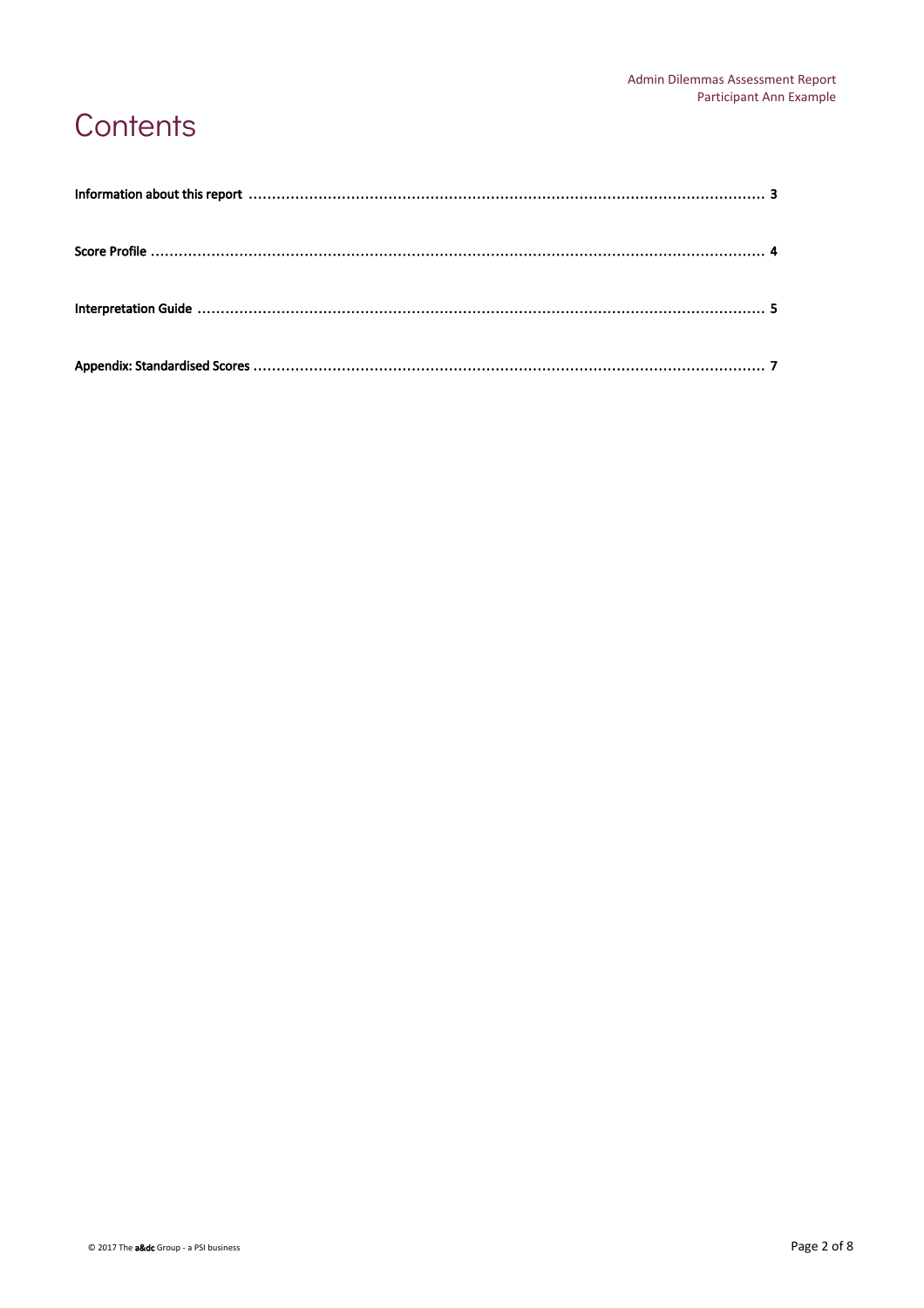# Contents

**Information about this report** .................................................. **3**

**Score Profile** .................................................. **4**

**Interpretation Guide** .................................................. **5**

**Appendix: Standardised Scores** .................................................. **7**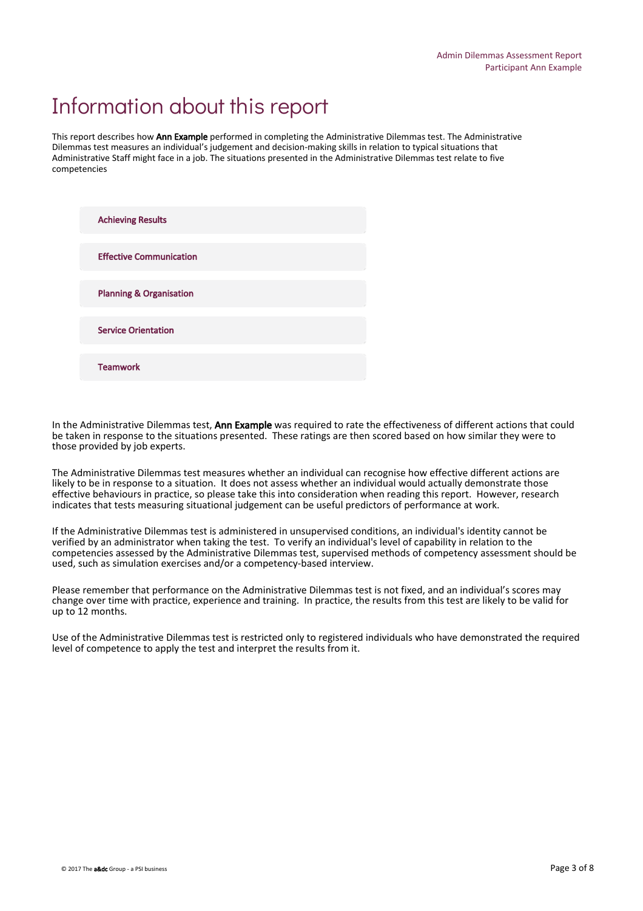# Information about this report

This report describes how **Ann Example** performed in completing the Administrative Dilemmas test. The Administrative Dilemmas test measures an individual's judgement and decision-making skills in relation to typical situations that Administrative Staff might face in a job. The situations presented in the Administrative Dilemmas test relate to five competencies

- **Achieving Results**
- **Effective Communication**
- **Planning & Organisation**
- **Service Orientation**
- **Teamwork**

In the Administrative Dilemmas test, **Ann Example** was required to rate the effectiveness of different actions that could be taken in response to the situations presented. These ratings are then scored based on how similar they were to those provided by job experts.

The Administrative Dilemmas test measures whether an individual can recognise how effective different actions are likely to be in response to a situation. It does not assess whether an individual would actually demonstrate those effective behaviours in practice, so please take this into consideration when reading this report. However, research indicates that tests measuring situational judgement can be useful predictors of performance at work.

If the Administrative Dilemmas test is administered in unsupervised conditions, an individual's identity cannot be verified by an administrator when taking the test. To verify an individual's level of capability in relation to the competencies assessed by the Administrative Dilemmas test, supervised methods of competency assessment should be used, such as simulation exercises and/or a competency-based interview.

Please remember that performance on the Administrative Dilemmas test is not fixed, and an individual's scores may change over time with practice, experience and training. In practice, the results from this test are likely to be valid for up to 12 months.

Use of the Administrative Dilemmas test is restricted only to registered individuals who have demonstrated the required level of competence to apply the test and interpret the results from it.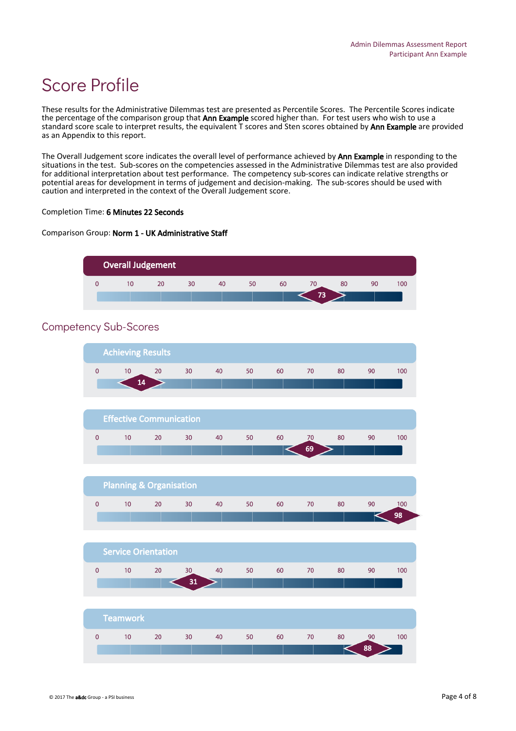# Score Profile

These results for the Administrative Dilemmas test are presented as Percentile Scores. The Percentile Scores indicate the percentage of the comparison group that **Ann Example** scored higher than. For test users who wish to use a standard score scale to interpret results, the equivalent T scores and Sten scores obtained by **Ann Example** are provided as an Appendix to this report.

The Overall Judgement score indicates the overall level of performance achieved by **Ann Example** in responding to the situations in the test. Sub-scores on the competencies assessed in the Administrative Dilemmas test are also provided for additional interpretation about test performance. The competency sub-scores can indicate relative strengths or potential areas for development in terms of judgement and decision-making. The sub-scores should be used with caution and interpreted in the context of the Overall Judgement score.

Completion Time: **6 Minutes 22 Seconds**

Comparison Group: **Norm 1 - UK Administrative Staff**

**Overall Judgement**

0 10 20 30 40 50 60 70 80 90 100

Score: 73

## Competency Sub-Scores

**Achieving Results**

0 10 20 30 40 50 60 70 80 90 100

Score: 14

**Effective Communication**

0 10 20 30 40 50 60 70 80 90 100

Score: 69

**Planning & Organisation**

0 10 20 30 40 50 60 70 80 90 100

Score: 98

**Service Orientation**

0 10 20 30 40 50 60 70 80 90 100

Score: 31

**Teamwork**

0 10 20 30 40 50 60 70 80 90 100

Score: 88

© 2017 The a&dc Group - a PSI business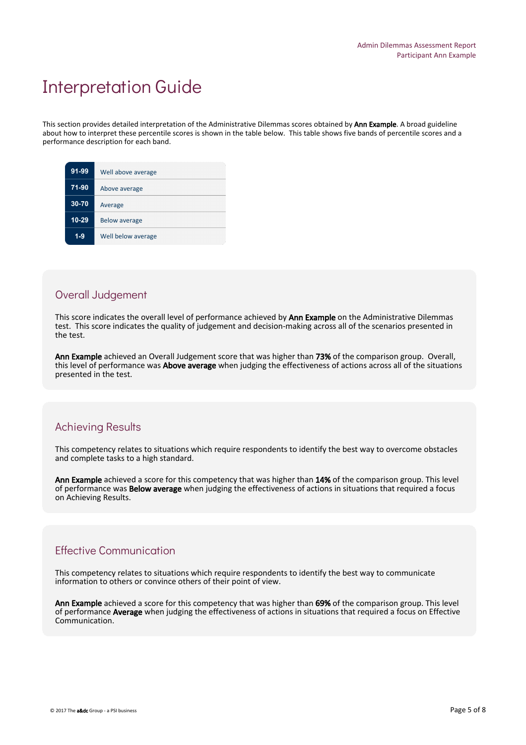# Interpretation Guide

This section provides detailed interpretation of the Administrative Dilemmas scores obtained by **Ann Example**. A broad guideline about how to interpret these percentile scores is shown in the table below. This table shows five bands of percentile scores and a performance description for each band.

| Percentile | Description |
|---|---|
| 91-99 | Well above average |
| 71-90 | Above average |
| 30-70 | Average |
| 10-29 | Below average |
| 1-9 | Well below average |

## Overall Judgement

This score indicates the overall level of performance achieved by **Ann Example** on the Administrative Dilemmas test. This score indicates the quality of judgement and decision-making across all of the scenarios presented in the test.

**Ann Example** achieved an Overall Judgement score that was higher than **73%** of the comparison group. Overall, this level of performance was **Above average** when judging the effectiveness of actions across all of the situations presented in the test.

## Achieving Results

This competency relates to situations which require respondents to identify the best way to overcome obstacles and complete tasks to a high standard.

**Ann Example** achieved a score for this competency that was higher than **14%** of the comparison group. This level of performance was **Below average** when judging the effectiveness of actions in situations that required a focus on Achieving Results.

## Effective Communication

This competency relates to situations which require respondents to identify the best way to communicate information to others or convince others of their point of view.

**Ann Example** achieved a score for this competency that was higher than **69%** of the comparison group. This level of performance **Average** when judging the effectiveness of actions in situations that required a focus on Effective Communication.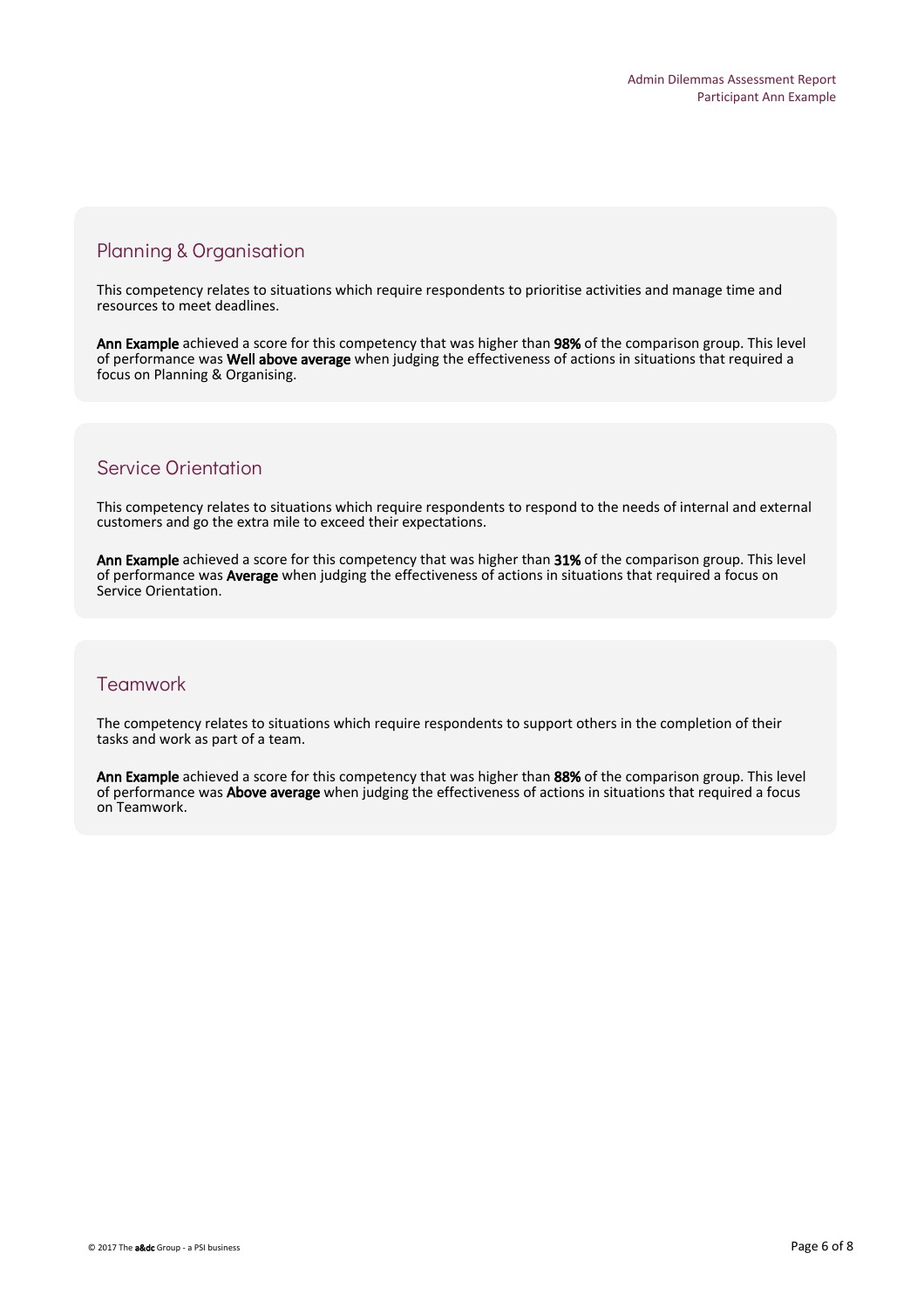## Planning & Organisation

This competency relates to situations which require respondents to prioritise activities and manage time and resources to meet deadlines.

**Ann Example** achieved a score for this competency that was higher than **98%** of the comparison group. This level of performance was **Well above average** when judging the effectiveness of actions in situations that required a focus on Planning & Organising.

## Service Orientation

This competency relates to situations which require respondents to respond to the needs of internal and external customers and go the extra mile to exceed their expectations.

**Ann Example** achieved a score for this competency that was higher than **31%** of the comparison group. This level of performance was **Average** when judging the effectiveness of actions in situations that required a focus on Service Orientation.

## Teamwork

The competency relates to situations which require respondents to support others in the completion of their tasks and work as part of a team.

**Ann Example** achieved a score for this competency that was higher than **88%** of the comparison group. This level of performance was **Above average** when judging the effectiveness of actions in situations that required a focus on Teamwork.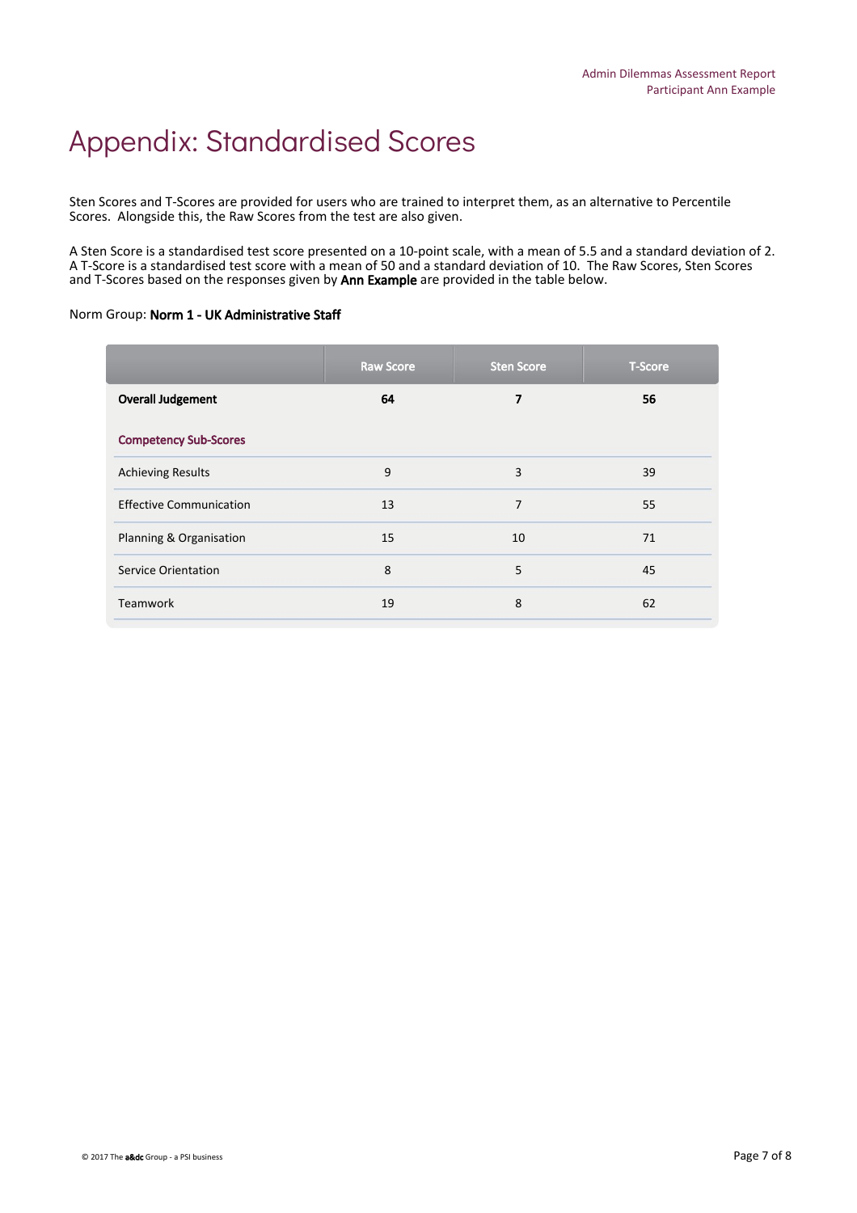# Appendix: Standardised Scores

Sten Scores and T-Scores are provided for users who are trained to interpret them, as an alternative to Percentile Scores. Alongside this, the Raw Scores from the test are also given.

A Sten Score is a standardised test score presented on a 10-point scale, with a mean of 5.5 and a standard deviation of 2. A T-Score is a standardised test score with a mean of 50 and a standard deviation of 10. The Raw Scores, Sten Scores and T-Scores based on the responses given by **Ann Example** are provided in the table below.

Norm Group: **Norm 1 - UK Administrative Staff**

| | Raw Score | Sten Score | T-Score |
|---|---|---|---|
| **Overall Judgement** | **64** | **7** | **56** |
| **Competency Sub-Scores** | | | |
| Achieving Results | 9 | 3 | 39 |
| Effective Communication | 13 | 7 | 55 |
| Planning & Organisation | 15 | 10 | 71 |
| Service Orientation | 8 | 5 | 45 |
| Teamwork | 19 | 8 | 62 |

© 2017 The a&dc Group - a PSI business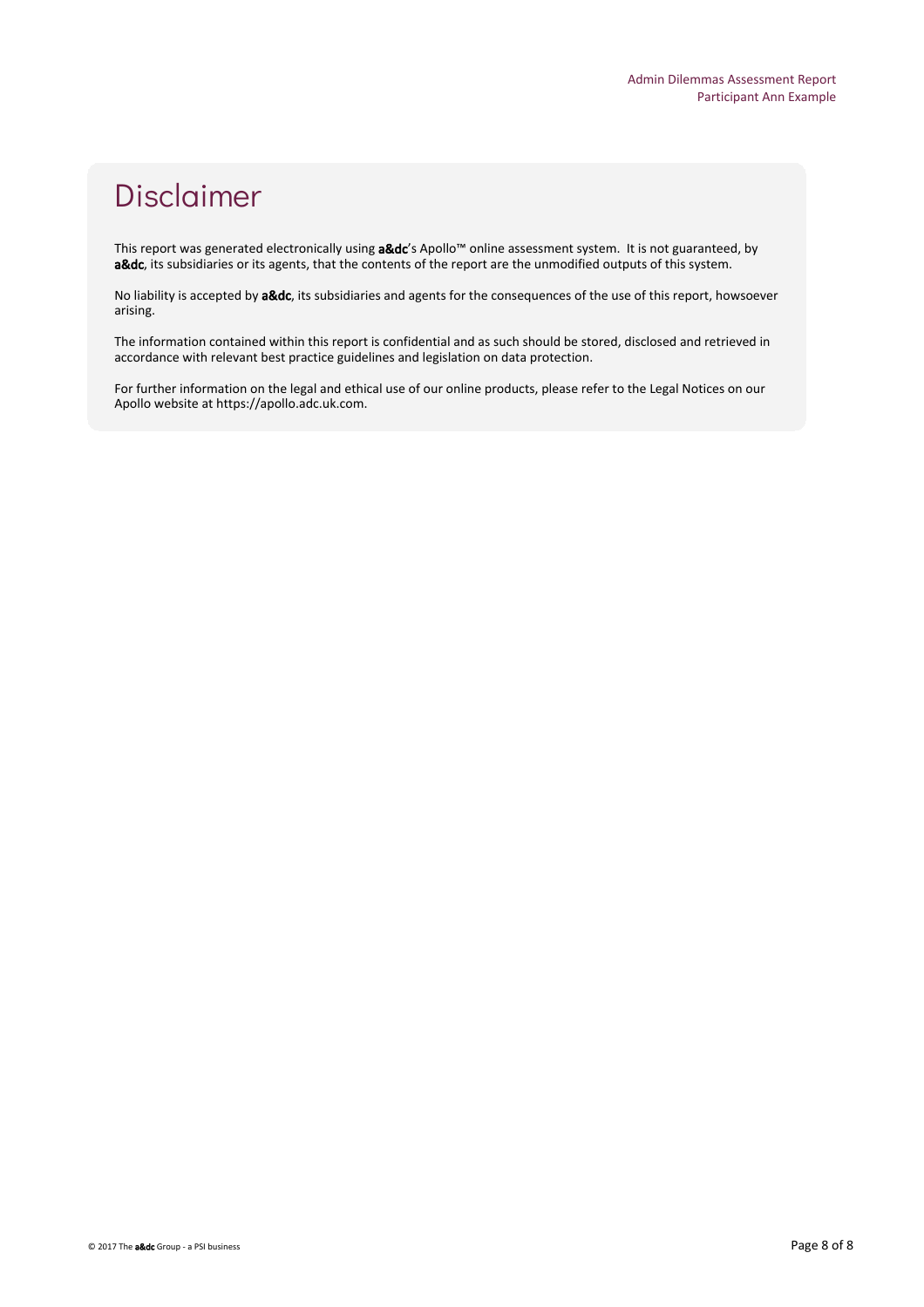# Disclaimer

This report was generated electronically using **a&dc**'s Apollo™ online assessment system. It is not guaranteed, by **a&dc**, its subsidiaries or its agents, that the contents of the report are the unmodified outputs of this system.

No liability is accepted by **a&dc**, its subsidiaries and agents for the consequences of the use of this report, howsoever arising.

The information contained within this report is confidential and as such should be stored, disclosed and retrieved in accordance with relevant best practice guidelines and legislation on data protection.

For further information on the legal and ethical use of our online products, please refer to the Legal Notices on our Apollo website at https://apollo.adc.uk.com.